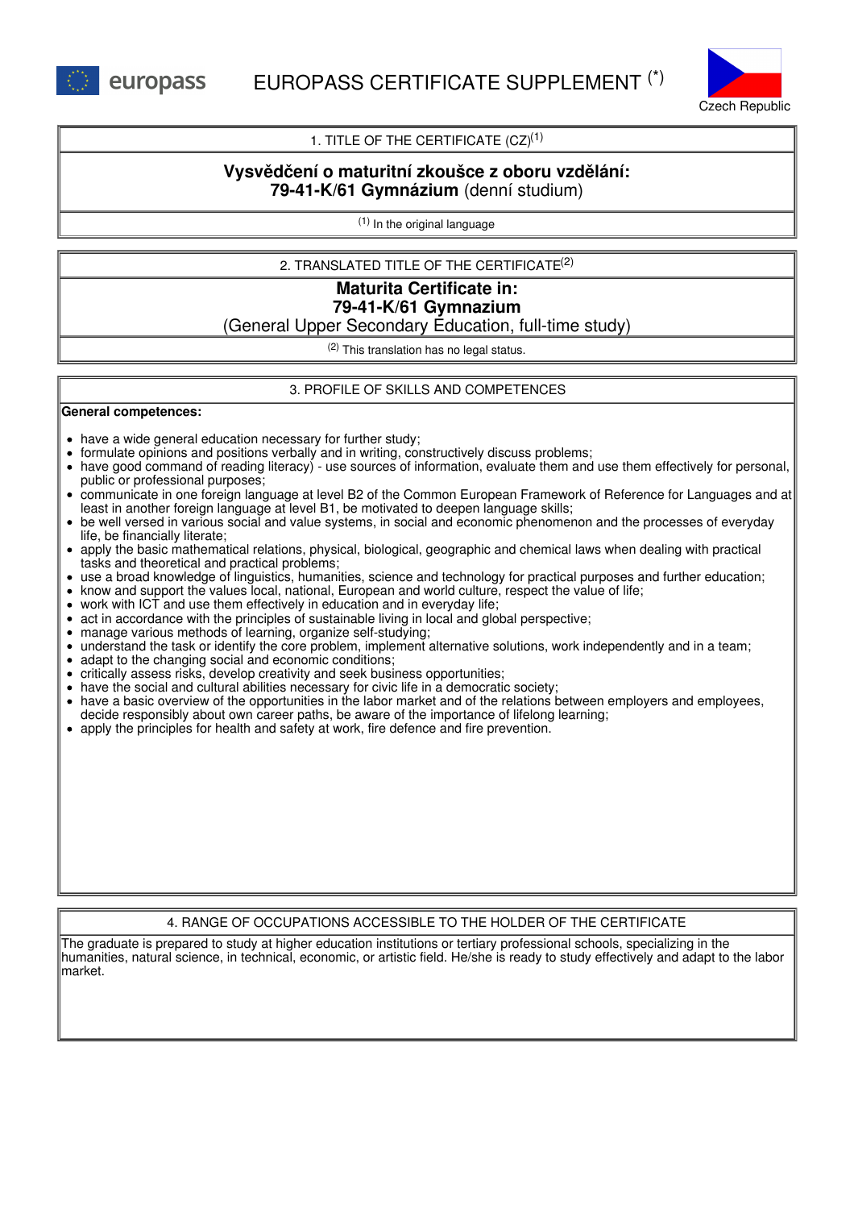europass

# EUROPASS CERTIFICATE SUPPLEMENT (*)

Czech Republic

## 1. TITLE OF THE CERTIFICATE (CZ)[1]

**Vysvědčení o maturitní zkoušce z oboru vzdělání:**
**79-41-K/61 Gymnázium** (denní studium)

[1] In the original language

## 2. TRANSLATED TITLE OF THE CERTIFICATE[2]

**Maturita Certificate in:**
**79-41-K/61 Gymnazium**
(General Upper Secondary Education, full-time study)

[2] This translation has no legal status.

## 3. PROFILE OF SKILLS AND COMPETENCES

**General competences:**

- have a wide general education necessary for further study;
- formulate opinions and positions verbally and in writing, constructively discuss problems;
- have good command of reading literacy) - use sources of information, evaluate them and use them effectively for personal, public or professional purposes;
- communicate in one foreign language at level B2 of the Common European Framework of Reference for Languages and at least in another foreign language at level B1, be motivated to deepen language skills;
- be well versed in various social and value systems, in social and economic phenomenon and the processes of everyday life, be financially literate;
- apply the basic mathematical relations, physical, biological, geographic and chemical laws when dealing with practical tasks and theoretical and practical problems;
- use a broad knowledge of linguistics, humanities, science and technology for practical purposes and further education;
- know and support the values local, national, European and world culture, respect the value of life;
- work with ICT and use them effectively in education and in everyday life;
- act in accordance with the principles of sustainable living in local and global perspective;
- manage various methods of learning, organize self-studying;
- understand the task or identify the core problem, implement alternative solutions, work independently and in a team;
- adapt to the changing social and economic conditions;
- critically assess risks, develop creativity and seek business opportunities;
- have the social and cultural abilities necessary for civic life in a democratic society;
- have a basic overview of the opportunities in the labor market and of the relations between employers and employees, decide responsibly about own career paths, be aware of the importance of lifelong learning;
- apply the principles for health and safety at work, fire defence and fire prevention.

## 4. RANGE OF OCCUPATIONS ACCESSIBLE TO THE HOLDER OF THE CERTIFICATE

The graduate is prepared to study at higher education institutions or tertiary professional schools, specializing in the humanities, natural science, in technical, economic, or artistic field. He/she is ready to study effectively and adapt to the labor market.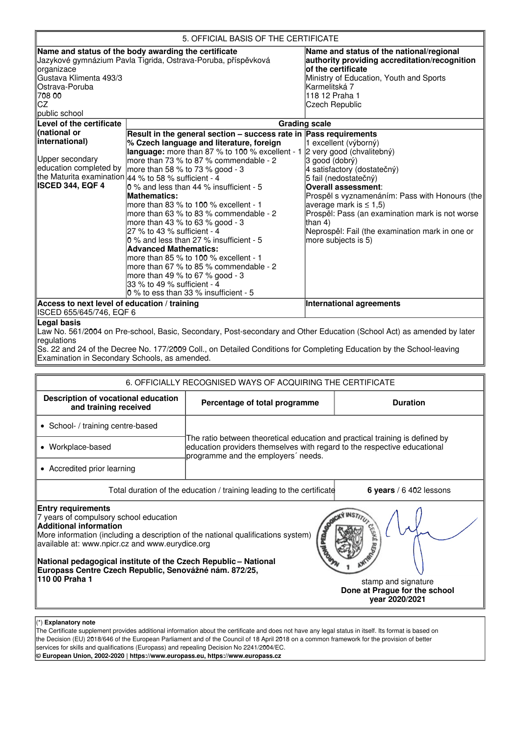## 5. OFFICIAL BASIS OF THE CERTIFICATE

| | |
|---|---|
| **Name and status of the body awarding the certificate**<br>Jazykové gymnázium Pavla Tigrida, Ostrava-Poruba, příspěvková organizace<br>Gustava Klimenta 493/3<br>Ostrava-Poruba<br>708 00<br>CZ<br>public school | **Name and status of the national/regional authority providing accreditation/recognition of the certificate**<br>Ministry of Education, Youth and Sports<br>Karmelitská 7<br>118 12 Praha 1<br>Czech Republic |

| **Level of the certificate (national or international)** | **Grading scale** | |
|---|---|---|
| Upper secondary education completed by the Maturita examination<br>**ISCED 344, EQF 4** | **Result in the general section – success rate in % Czech language and literature, foreign language:** more than 87 % to 100 % excellent - 1<br>more than 73 % to 87 % commendable - 2<br>more than 58 % to 73 % good - 3<br>44 % to 58 % sufficient - 4<br>0 % and less than 44 % insufficient - 5<br>**Mathematics:**<br>more than 83 % to 100 % excellent - 1<br>more than 63 % to 83 % commendable - 2<br>more than 43 % to 63 % good - 3<br>27 % to 43 % sufficient - 4<br>0 % and less than 27 % insufficient - 5<br>**Advanced Mathematics:**<br>more than 85 % to 100 % excellent - 1<br>more than 67 % to 85 % commendable - 2<br>more than 49 % to 67 % good - 3<br>33 % to 49 % sufficient - 4<br>0 % to ess than 33 % insufficient - 5 | **Pass requirements**<br>1 excellent (výborný)<br>2 very good (chvalitebný)<br>3 good (dobrý)<br>4 satisfactory (dostatečný)<br>5 fail (nedostatečný)<br>**Overall assessment**:<br>Prospěl s vyznamenáním: Pass with Honours (the average mark is ≤ 1,5)<br>Prospěl: Pass (an examination mark is not worse than 4)<br>Neprospěl: Fail (the examination mark in one or more subjects is 5) |

| | |
|---|---|
| **Access to next level of education / training**<br>ISCED 655/645/746, EQF 6 | **International agreements** |

**Legal basis**
Law No. 561/2004 on Pre-school, Basic, Secondary, Post-secondary and Other Education (School Act) as amended by later regulations
Ss. 22 and 24 of the Decree No. 177/2009 Coll., on Detailed Conditions for Completing Education by the School-leaving Examination in Secondary Schools, as amended.

## 6. OFFICIALLY RECOGNISED WAYS OF ACQUIRING THE CERTIFICATE

| Description of vocational education and training received | Percentage of total programme | Duration |
|---|---|---|
| • School- / training centre-based | The ratio between theoretical education and practical training is defined by education providers themselves with regard to the respective educational programme and the employers´ needs. | |
| • Workplace-based | | |
| • Accredited prior learning | | |
| Total duration of the education / training leading to the certificate | | **6 years** / 6 402 lessons |

**Entry requirements**
7 years of compulsory school education
**Additional information**
More information (including a description of the national qualifications system) available at: www.npicr.cz and www.eurydice.org

**National pedagogical institute of the Czech Republic – National Europass Centre Czech Republic, Senovážné nám. 872/25, 110 00 Praha 1**

stamp and signature
**Done at Prague for the school year 2020/2021**

(*) **Explanatory note**
The Certificate supplement provides additional information about the certificate and does not have any legal status in itself. Its format is based on the Decision (EU) 2018/646 of the European Parliament and of the Council of 18 April 2018 on a common framework for the provision of better services for skills and qualifications (Europass) and repealing Decision No 2241/2004/EC.
**© European Union, 2002-2020 | https://www.europass.eu, https://www.europass.cz**